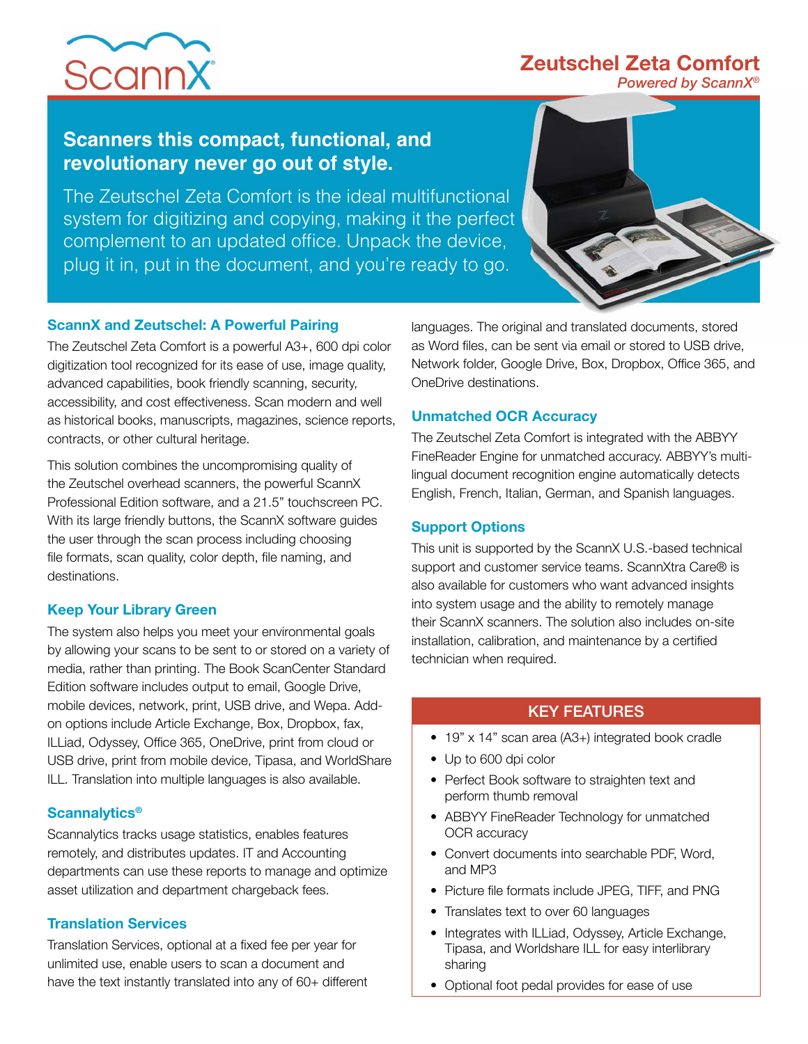ScannX

# Zeutschel Zeta Comfort

*Powered by ScannX®*

## Scanners this compact, functional, and revolutionary never go out of style.

The Zeutschel Zeta Comfort is the ideal multifunctional system for digitizing and copying, making it the perfect complement to an updated office. Unpack the device, plug it in, put in the document, and you're ready to go.

### ScannX and Zeutschel: A Powerful Pairing

The Zeutschel Zeta Comfort is a powerful A3+, 600 dpi color digitization tool recognized for its ease of use, image quality, advanced capabilities, book friendly scanning, security, accessibility, and cost effectiveness. Scan modern and well as historical books, manuscripts, magazines, science reports, contracts, or other cultural heritage.

This solution combines the uncompromising quality of the Zeutschel overhead scanners, the powerful ScannX Professional Edition software, and a 21.5" touchscreen PC. With its large friendly buttons, the ScannX software guides the user through the scan process including choosing file formats, scan quality, color depth, file naming, and destinations.

### Keep Your Library Green

The system also helps you meet your environmental goals by allowing your scans to be sent to or stored on a variety of media, rather than printing. The Book ScanCenter Standard Edition software includes output to email, Google Drive, mobile devices, network, print, USB drive, and Wepa. Add-on options include Article Exchange, Box, Dropbox, fax, ILLiad, Odyssey, Office 365, OneDrive, print from cloud or USB drive, print from mobile device, Tipasa, and WorldShare ILL. Translation into multiple languages is also available.

### Scannalytics®

Scannalytics tracks usage statistics, enables features remotely, and distributes updates. IT and Accounting departments can use these reports to manage and optimize asset utilization and department chargeback fees.

### Translation Services

Translation Services, optional at a fixed fee per year for unlimited use, enable users to scan a document and have the text instantly translated into any of 60+ different languages. The original and translated documents, stored as Word files, can be sent via email or stored to USB drive, Network folder, Google Drive, Box, Dropbox, Office 365, and OneDrive destinations.

### Unmatched OCR Accuracy

The Zeutschel Zeta Comfort is integrated with the ABBYY FineReader Engine for unmatched accuracy. ABBYY's multi-lingual document recognition engine automatically detects English, French, Italian, German, and Spanish languages.

### Support Options

This unit is supported by the ScannX U.S.-based technical support and customer service teams. ScannXtra Care® is also available for customers who want advanced insights into system usage and the ability to remotely manage their ScannX scanners. The solution also includes on-site installation, calibration, and maintenance by a certified technician when required.

### KEY FEATURES

- 19" x 14" scan area (A3+) integrated book cradle
- Up to 600 dpi color
- Perfect Book software to straighten text and perform thumb removal
- ABBYY FineReader Technology for unmatched OCR accuracy
- Convert documents into searchable PDF, Word, and MP3
- Picture file formats include JPEG, TIFF, and PNG
- Translates text to over 60 languages
- Integrates with ILLiad, Odyssey, Article Exchange, Tipasa, and Worldshare ILL for easy interlibrary sharing
- Optional foot pedal provides for ease of use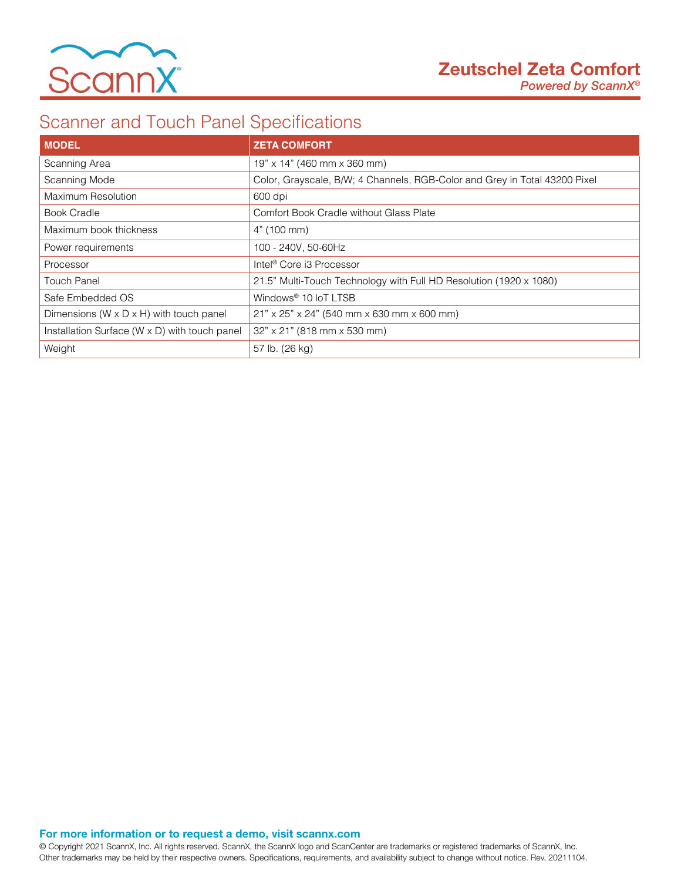# Zeutschel Zeta Comfort

*Powered by ScannX®*

## Scanner and Touch Panel Specifications

| MODEL | ZETA COMFORT |
|---|---|
| Scanning Area | 19" x 14" (460 mm x 360 mm) |
| Scanning Mode | Color, Grayscale, B/W; 4 Channels, RGB-Color and Grey in Total 43200 Pixel |
| Maximum Resolution | 600 dpi |
| Book Cradle | Comfort Book Cradle without Glass Plate |
| Maximum book thickness | 4" (100 mm) |
| Power requirements | 100 - 240V, 50-60Hz |
| Processor | Intel® Core i3 Processor |
| Touch Panel | 21.5" Multi-Touch Technology with Full HD Resolution (1920 x 1080) |
| Safe Embedded OS | Windows® 10 IoT LTSB |
| Dimensions (W x D x H) with touch panel | 21" x 25" x 24" (540 mm x 630 mm x 600 mm) |
| Installation Surface (W x D) with touch panel | 32" x 21" (818 mm x 530 mm) |
| Weight | 57 lb. (26 kg) |

**For more information or to request a demo, visit scannx.com**

© Copyright 2021 ScannX, Inc. All rights reserved. ScannX, the ScannX logo and ScanCenter are trademarks or registered trademarks of ScannX, Inc. Other trademarks may be held by their respective owners. Specifications, requirements, and availability subject to change without notice. Rev. 20211104.